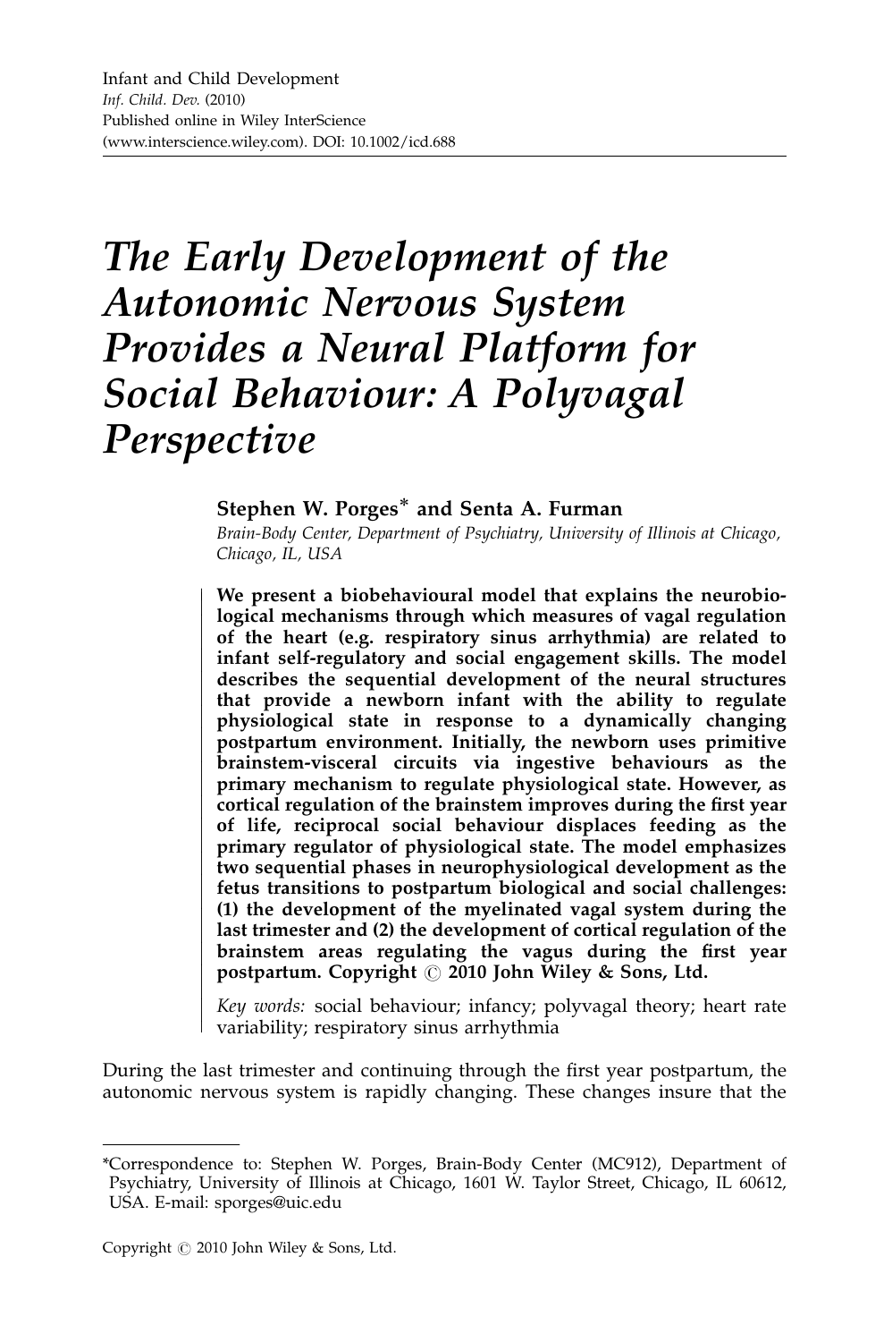Infant and Child Development
*Inf. Child. Dev.* (2010)
Published online in Wiley InterScience
(www.interscience.wiley.com). DOI: 10.1002/icd.688

# *The Early Development of the Autonomic Nervous System Provides a Neural Platform for Social Behaviour: A Polyvagal Perspective*

**Stephen W. Porges\* and Senta A. Furman**

*Brain-Body Center, Department of Psychiatry, University of Illinois at Chicago, Chicago, IL, USA*

**We present a biobehavioural model that explains the neurobiological mechanisms through which measures of vagal regulation of the heart (e.g. respiratory sinus arrhythmia) are related to infant self-regulatory and social engagement skills. The model describes the sequential development of the neural structures that provide a newborn infant with the ability to regulate physiological state in response to a dynamically changing postpartum environment. Initially, the newborn uses primitive brainstem-visceral circuits via ingestive behaviours as the primary mechanism to regulate physiological state. However, as cortical regulation of the brainstem improves during the first year of life, reciprocal social behaviour displaces feeding as the primary regulator of physiological state. The model emphasizes two sequential phases in neurophysiological development as the fetus transitions to postpartum biological and social challenges: (1) the development of the myelinated vagal system during the last trimester and (2) the development of cortical regulation of the brainstem areas regulating the vagus during the first year postpartum. Copyright © 2010 John Wiley & Sons, Ltd.**

*Key words:* social behaviour; infancy; polyvagal theory; heart rate variability; respiratory sinus arrhythmia

During the last trimester and continuing through the first year postpartum, the autonomic nervous system is rapidly changing. These changes insure that the

\*Correspondence to: Stephen W. Porges, Brain-Body Center (MC912), Department of Psychiatry, University of Illinois at Chicago, 1601 W. Taylor Street, Chicago, IL 60612, USA. E-mail: sporges@uic.edu

Copyright © 2010 John Wiley & Sons, Ltd.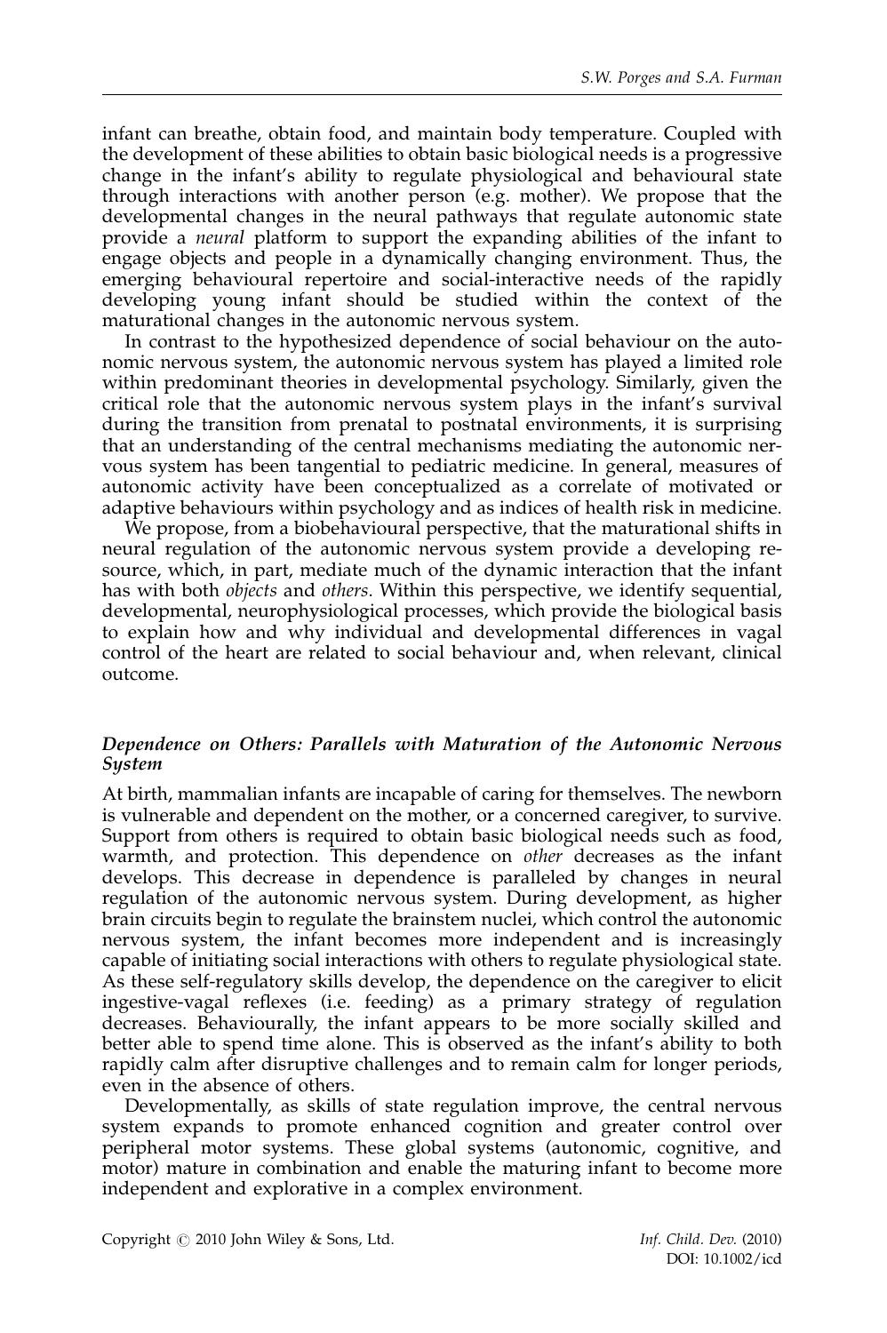infant can breathe, obtain food, and maintain body temperature. Coupled with the development of these abilities to obtain basic biological needs is a progressive change in the infant's ability to regulate physiological and behavioural state through interactions with another person (e.g. mother). We propose that the developmental changes in the neural pathways that regulate autonomic state provide a *neural* platform to support the expanding abilities of the infant to engage objects and people in a dynamically changing environment. Thus, the emerging behavioural repertoire and social-interactive needs of the rapidly developing young infant should be studied within the context of the maturational changes in the autonomic nervous system.

In contrast to the hypothesized dependence of social behaviour on the autonomic nervous system, the autonomic nervous system has played a limited role within predominant theories in developmental psychology. Similarly, given the critical role that the autonomic nervous system plays in the infant's survival during the transition from prenatal to postnatal environments, it is surprising that an understanding of the central mechanisms mediating the autonomic nervous system has been tangential to pediatric medicine. In general, measures of autonomic activity have been conceptualized as a correlate of motivated or adaptive behaviours within psychology and as indices of health risk in medicine.

We propose, from a biobehavioural perspective, that the maturational shifts in neural regulation of the autonomic nervous system provide a developing resource, which, in part, mediate much of the dynamic interaction that the infant has with both *objects* and *others*. Within this perspective, we identify sequential, developmental, neurophysiological processes, which provide the biological basis to explain how and why individual and developmental differences in vagal control of the heart are related to social behaviour and, when relevant, clinical outcome.

### *Dependence on Others: Parallels with Maturation of the Autonomic Nervous System*

At birth, mammalian infants are incapable of caring for themselves. The newborn is vulnerable and dependent on the mother, or a concerned caregiver, to survive. Support from others is required to obtain basic biological needs such as food, warmth, and protection. This dependence on *other* decreases as the infant develops. This decrease in dependence is paralleled by changes in neural regulation of the autonomic nervous system. During development, as higher brain circuits begin to regulate the brainstem nuclei, which control the autonomic nervous system, the infant becomes more independent and is increasingly capable of initiating social interactions with others to regulate physiological state. As these self-regulatory skills develop, the dependence on the caregiver to elicit ingestive-vagal reflexes (i.e. feeding) as a primary strategy of regulation decreases. Behaviourally, the infant appears to be more socially skilled and better able to spend time alone. This is observed as the infant's ability to both rapidly calm after disruptive challenges and to remain calm for longer periods, even in the absence of others.

Developmentally, as skills of state regulation improve, the central nervous system expands to promote enhanced cognition and greater control over peripheral motor systems. These global systems (autonomic, cognitive, and motor) mature in combination and enable the maturing infant to become more independent and explorative in a complex environment.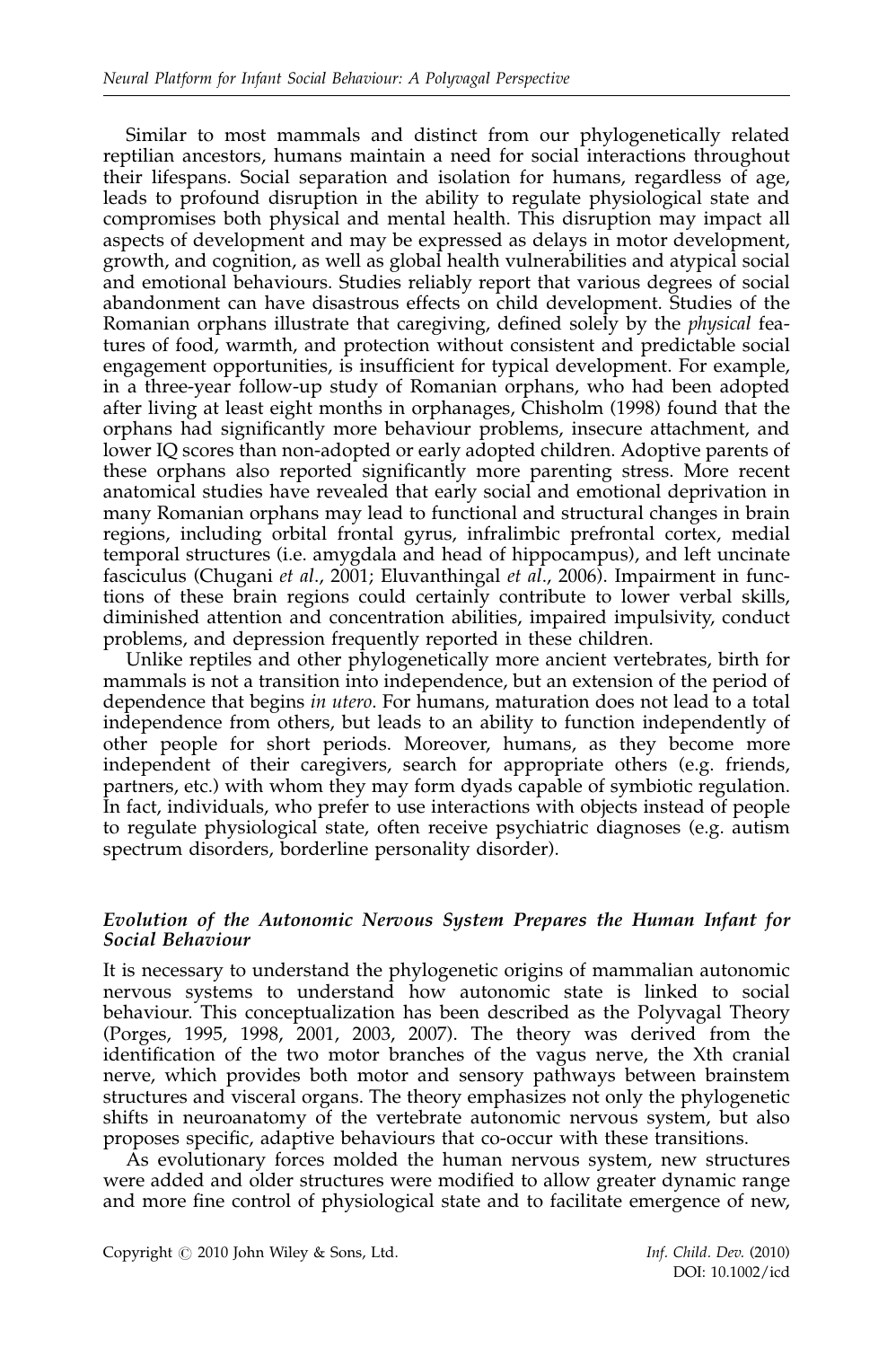Similar to most mammals and distinct from our phylogenetically related reptilian ancestors, humans maintain a need for social interactions throughout their lifespans. Social separation and isolation for humans, regardless of age, leads to profound disruption in the ability to regulate physiological state and compromises both physical and mental health. This disruption may impact all aspects of development and may be expressed as delays in motor development, growth, and cognition, as well as global health vulnerabilities and atypical social and emotional behaviours. Studies reliably report that various degrees of social abandonment can have disastrous effects on child development. Studies of the Romanian orphans illustrate that caregiving, defined solely by the *physical* features of food, warmth, and protection without consistent and predictable social engagement opportunities, is insufficient for typical development. For example, in a three-year follow-up study of Romanian orphans, who had been adopted after living at least eight months in orphanages, Chisholm (1998) found that the orphans had significantly more behaviour problems, insecure attachment, and lower IQ scores than non-adopted or early adopted children. Adoptive parents of these orphans also reported significantly more parenting stress. More recent anatomical studies have revealed that early social and emotional deprivation in many Romanian orphans may lead to functional and structural changes in brain regions, including orbital frontal gyrus, infralimbic prefrontal cortex, medial temporal structures (i.e. amygdala and head of hippocampus), and left uncinate fasciculus (Chugani *et al*., 2001; Eluvanthingal *et al*., 2006). Impairment in functions of these brain regions could certainly contribute to lower verbal skills, diminished attention and concentration abilities, impaired impulsivity, conduct problems, and depression frequently reported in these children.

Unlike reptiles and other phylogenetically more ancient vertebrates, birth for mammals is not a transition into independence, but an extension of the period of dependence that begins *in utero*. For humans, maturation does not lead to a total independence from others, but leads to an ability to function independently of other people for short periods. Moreover, humans, as they become more independent of their caregivers, search for appropriate others (e.g. friends, partners, etc.) with whom they may form dyads capable of symbiotic regulation. In fact, individuals, who prefer to use interactions with objects instead of people to regulate physiological state, often receive psychiatric diagnoses (e.g. autism spectrum disorders, borderline personality disorder).

### *Evolution of the Autonomic Nervous System Prepares the Human Infant for Social Behaviour*

It is necessary to understand the phylogenetic origins of mammalian autonomic nervous systems to understand how autonomic state is linked to social behaviour. This conceptualization has been described as the Polyvagal Theory (Porges, 1995, 1998, 2001, 2003, 2007). The theory was derived from the identification of the two motor branches of the vagus nerve, the Xth cranial nerve, which provides both motor and sensory pathways between brainstem structures and visceral organs. The theory emphasizes not only the phylogenetic shifts in neuroanatomy of the vertebrate autonomic nervous system, but also proposes specific, adaptive behaviours that co-occur with these transitions.

As evolutionary forces molded the human nervous system, new structures were added and older structures were modified to allow greater dynamic range and more fine control of physiological state and to facilitate emergence of new,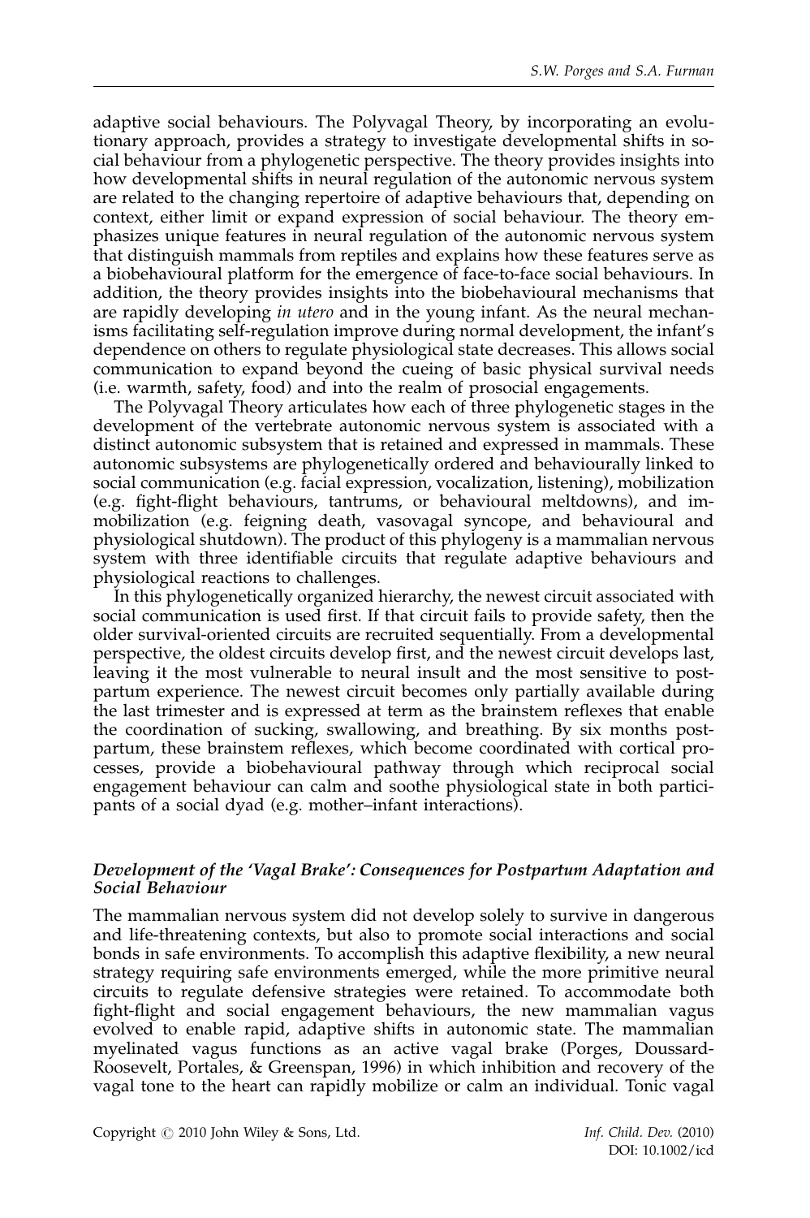adaptive social behaviours. The Polyvagal Theory, by incorporating an evolutionary approach, provides a strategy to investigate developmental shifts in social behaviour from a phylogenetic perspective. The theory provides insights into how developmental shifts in neural regulation of the autonomic nervous system are related to the changing repertoire of adaptive behaviours that, depending on context, either limit or expand expression of social behaviour. The theory emphasizes unique features in neural regulation of the autonomic nervous system that distinguish mammals from reptiles and explains how these features serve as a biobehavioural platform for the emergence of face-to-face social behaviours. In addition, the theory provides insights into the biobehavioural mechanisms that are rapidly developing *in utero* and in the young infant. As the neural mechanisms facilitating self-regulation improve during normal development, the infant's dependence on others to regulate physiological state decreases. This allows social communication to expand beyond the cueing of basic physical survival needs (i.e. warmth, safety, food) and into the realm of prosocial engagements.

The Polyvagal Theory articulates how each of three phylogenetic stages in the development of the vertebrate autonomic nervous system is associated with a distinct autonomic subsystem that is retained and expressed in mammals. These autonomic subsystems are phylogenetically ordered and behaviourally linked to social communication (e.g. facial expression, vocalization, listening), mobilization (e.g. fight-flight behaviours, tantrums, or behavioural meltdowns), and immobilization (e.g. feigning death, vasovagal syncope, and behavioural and physiological shutdown). The product of this phylogeny is a mammalian nervous system with three identifiable circuits that regulate adaptive behaviours and physiological reactions to challenges.

In this phylogenetically organized hierarchy, the newest circuit associated with social communication is used first. If that circuit fails to provide safety, then the older survival-oriented circuits are recruited sequentially. From a developmental perspective, the oldest circuits develop first, and the newest circuit develops last, leaving it the most vulnerable to neural insult and the most sensitive to postpartum experience. The newest circuit becomes only partially available during the last trimester and is expressed at term as the brainstem reflexes that enable the coordination of sucking, swallowing, and breathing. By six months postpartum, these brainstem reflexes, which become coordinated with cortical processes, provide a biobehavioural pathway through which reciprocal social engagement behaviour can calm and soothe physiological state in both participants of a social dyad (e.g. mother–infant interactions).

### *Development of the 'Vagal Brake': Consequences for Postpartum Adaptation and Social Behaviour*

The mammalian nervous system did not develop solely to survive in dangerous and life-threatening contexts, but also to promote social interactions and social bonds in safe environments. To accomplish this adaptive flexibility, a new neural strategy requiring safe environments emerged, while the more primitive neural circuits to regulate defensive strategies were retained. To accommodate both fight-flight and social engagement behaviours, the new mammalian vagus evolved to enable rapid, adaptive shifts in autonomic state. The mammalian myelinated vagus functions as an active vagal brake (Porges, Doussard-Roosevelt, Portales, & Greenspan, 1996) in which inhibition and recovery of the vagal tone to the heart can rapidly mobilize or calm an individual. Tonic vagal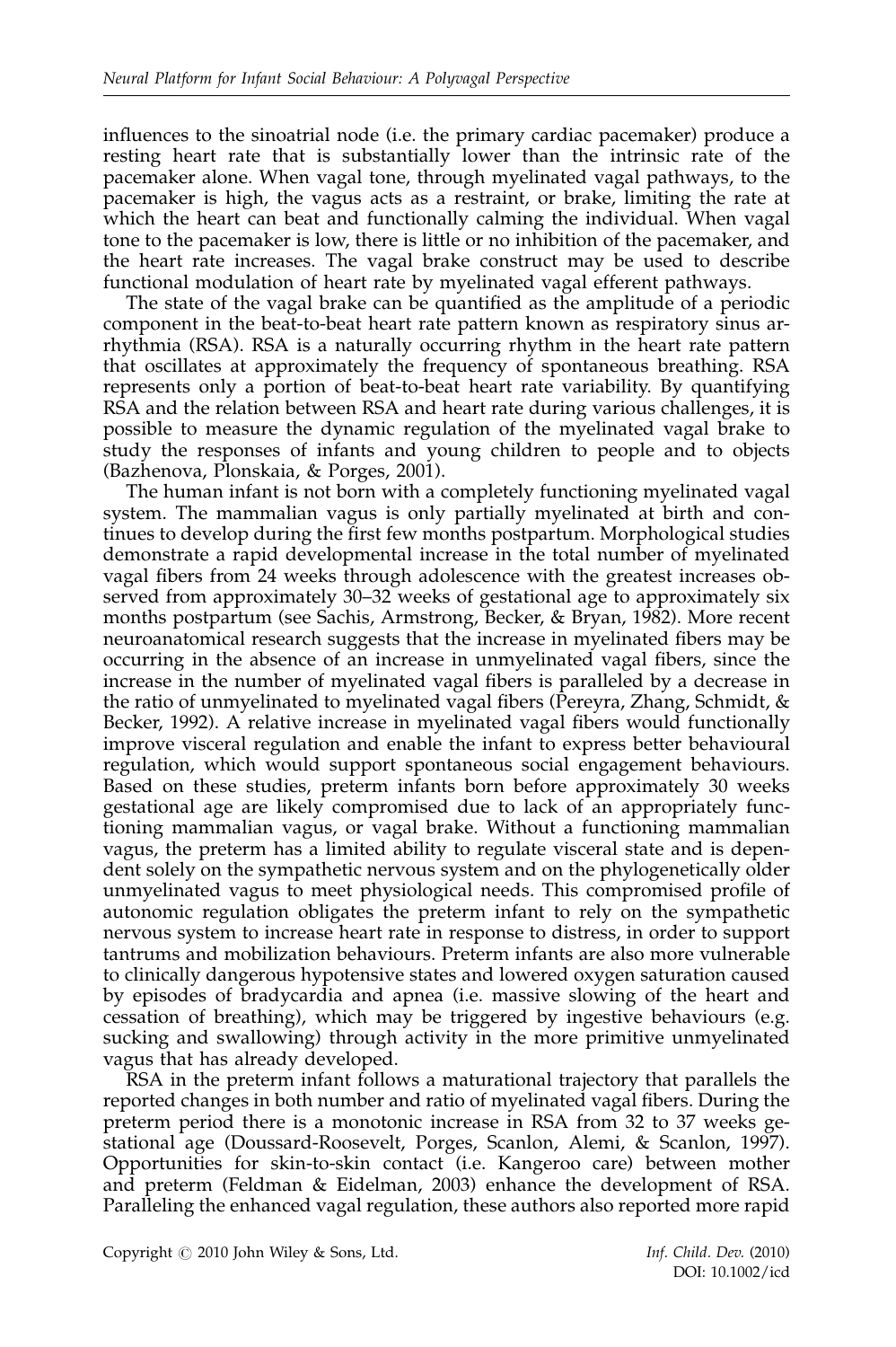influences to the sinoatrial node (i.e. the primary cardiac pacemaker) produce a resting heart rate that is substantially lower than the intrinsic rate of the pacemaker alone. When vagal tone, through myelinated vagal pathways, to the pacemaker is high, the vagus acts as a restraint, or brake, limiting the rate at which the heart can beat and functionally calming the individual. When vagal tone to the pacemaker is low, there is little or no inhibition of the pacemaker, and the heart rate increases. The vagal brake construct may be used to describe functional modulation of heart rate by myelinated vagal efferent pathways.

The state of the vagal brake can be quantified as the amplitude of a periodic component in the beat-to-beat heart rate pattern known as respiratory sinus arrhythmia (RSA). RSA is a naturally occurring rhythm in the heart rate pattern that oscillates at approximately the frequency of spontaneous breathing. RSA represents only a portion of beat-to-beat heart rate variability. By quantifying RSA and the relation between RSA and heart rate during various challenges, it is possible to measure the dynamic regulation of the myelinated vagal brake to study the responses of infants and young children to people and to objects (Bazhenova, Plonskaia, & Porges, 2001).

The human infant is not born with a completely functioning myelinated vagal system. The mammalian vagus is only partially myelinated at birth and continues to develop during the first few months postpartum. Morphological studies demonstrate a rapid developmental increase in the total number of myelinated vagal fibers from 24 weeks through adolescence with the greatest increases observed from approximately 30–32 weeks of gestational age to approximately six months postpartum (see Sachis, Armstrong, Becker, & Bryan, 1982). More recent neuroanatomical research suggests that the increase in myelinated fibers may be occurring in the absence of an increase in unmyelinated vagal fibers, since the increase in the number of myelinated vagal fibers is paralleled by a decrease in the ratio of unmyelinated to myelinated vagal fibers (Pereyra, Zhang, Schmidt, & Becker, 1992). A relative increase in myelinated vagal fibers would functionally improve visceral regulation and enable the infant to express better behavioural regulation, which would support spontaneous social engagement behaviours. Based on these studies, preterm infants born before approximately 30 weeks gestational age are likely compromised due to lack of an appropriately functioning mammalian vagus, or vagal brake. Without a functioning mammalian vagus, the preterm has a limited ability to regulate visceral state and is dependent solely on the sympathetic nervous system and on the phylogenetically older unmyelinated vagus to meet physiological needs. This compromised profile of autonomic regulation obligates the preterm infant to rely on the sympathetic nervous system to increase heart rate in response to distress, in order to support tantrums and mobilization behaviours. Preterm infants are also more vulnerable to clinically dangerous hypotensive states and lowered oxygen saturation caused by episodes of bradycardia and apnea (i.e. massive slowing of the heart and cessation of breathing), which may be triggered by ingestive behaviours (e.g. sucking and swallowing) through activity in the more primitive unmyelinated vagus that has already developed.

RSA in the preterm infant follows a maturational trajectory that parallels the reported changes in both number and ratio of myelinated vagal fibers. During the preterm period there is a monotonic increase in RSA from 32 to 37 weeks gestational age (Doussard-Roosevelt, Porges, Scanlon, Alemi, & Scanlon, 1997). Opportunities for skin-to-skin contact (i.e. Kangeroo care) between mother and preterm (Feldman & Eidelman, 2003) enhance the development of RSA. Paralleling the enhanced vagal regulation, these authors also reported more rapid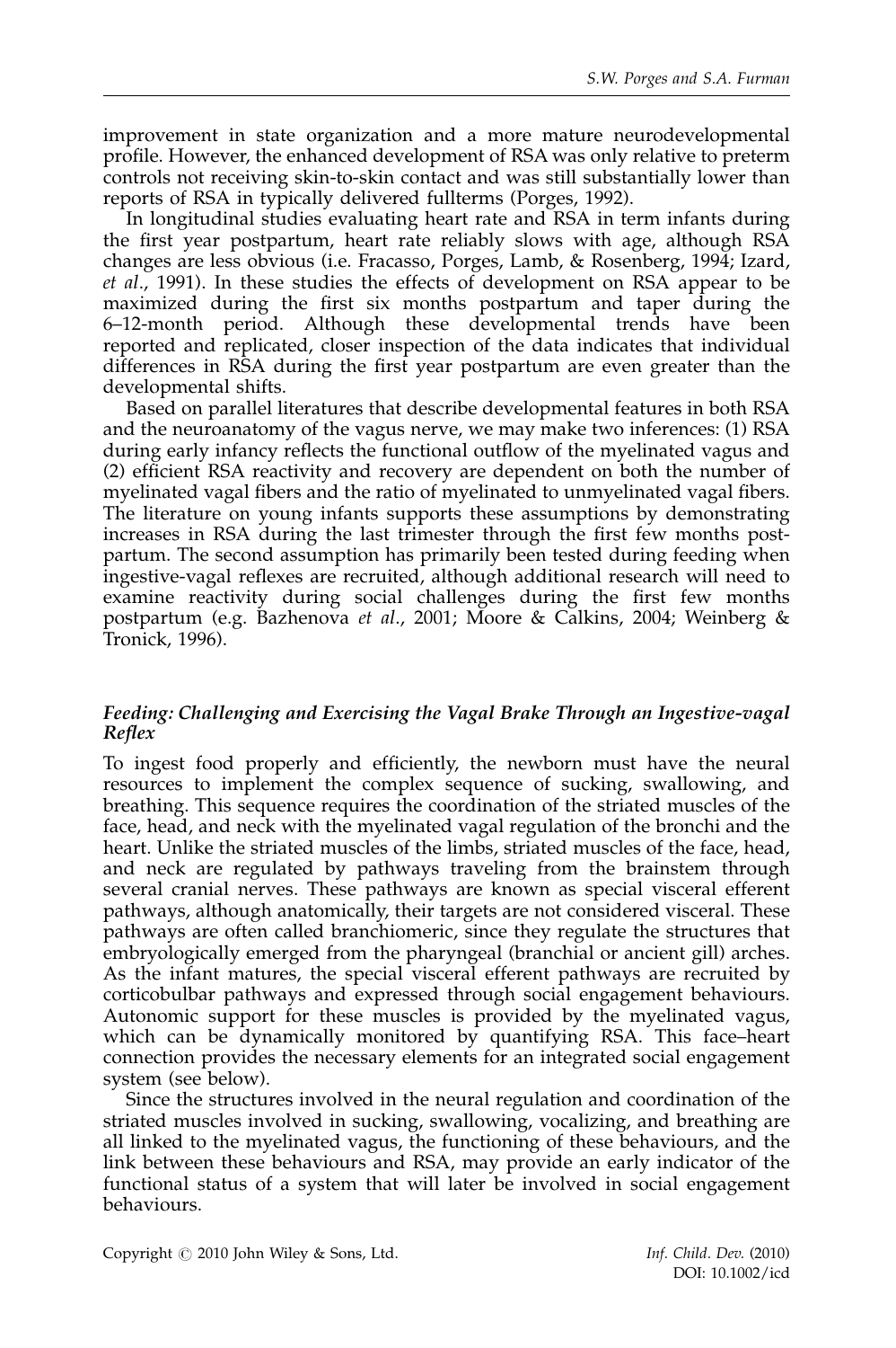improvement in state organization and a more mature neurodevelopmental profile. However, the enhanced development of RSA was only relative to preterm controls not receiving skin-to-skin contact and was still substantially lower than reports of RSA in typically delivered fullterms (Porges, 1992).

In longitudinal studies evaluating heart rate and RSA in term infants during the first year postpartum, heart rate reliably slows with age, although RSA changes are less obvious (i.e. Fracasso, Porges, Lamb, & Rosenberg, 1994; Izard, *et al*., 1991). In these studies the effects of development on RSA appear to be maximized during the first six months postpartum and taper during the 6–12-month period. Although these developmental trends have been reported and replicated, closer inspection of the data indicates that individual differences in RSA during the first year postpartum are even greater than the developmental shifts.

Based on parallel literatures that describe developmental features in both RSA and the neuroanatomy of the vagus nerve, we may make two inferences: (1) RSA during early infancy reflects the functional outflow of the myelinated vagus and (2) efficient RSA reactivity and recovery are dependent on both the number of myelinated vagal fibers and the ratio of myelinated to unmyelinated vagal fibers. The literature on young infants supports these assumptions by demonstrating increases in RSA during the last trimester through the first few months postpartum. The second assumption has primarily been tested during feeding when ingestive-vagal reflexes are recruited, although additional research will need to examine reactivity during social challenges during the first few months postpartum (e.g. Bazhenova *et al*., 2001; Moore & Calkins, 2004; Weinberg & Tronick, 1996).

### *Feeding: Challenging and Exercising the Vagal Brake Through an Ingestive-vagal Reflex*

To ingest food properly and efficiently, the newborn must have the neural resources to implement the complex sequence of sucking, swallowing, and breathing. This sequence requires the coordination of the striated muscles of the face, head, and neck with the myelinated vagal regulation of the bronchi and the heart. Unlike the striated muscles of the limbs, striated muscles of the face, head, and neck are regulated by pathways traveling from the brainstem through several cranial nerves. These pathways are known as special visceral efferent pathways, although anatomically, their targets are not considered visceral. These pathways are often called branchiomeric, since they regulate the structures that embryologically emerged from the pharyngeal (branchial or ancient gill) arches. As the infant matures, the special visceral efferent pathways are recruited by corticobulbar pathways and expressed through social engagement behaviours. Autonomic support for these muscles is provided by the myelinated vagus, which can be dynamically monitored by quantifying RSA. This face–heart connection provides the necessary elements for an integrated social engagement system (see below).

Since the structures involved in the neural regulation and coordination of the striated muscles involved in sucking, swallowing, vocalizing, and breathing are all linked to the myelinated vagus, the functioning of these behaviours, and the link between these behaviours and RSA, may provide an early indicator of the functional status of a system that will later be involved in social engagement behaviours.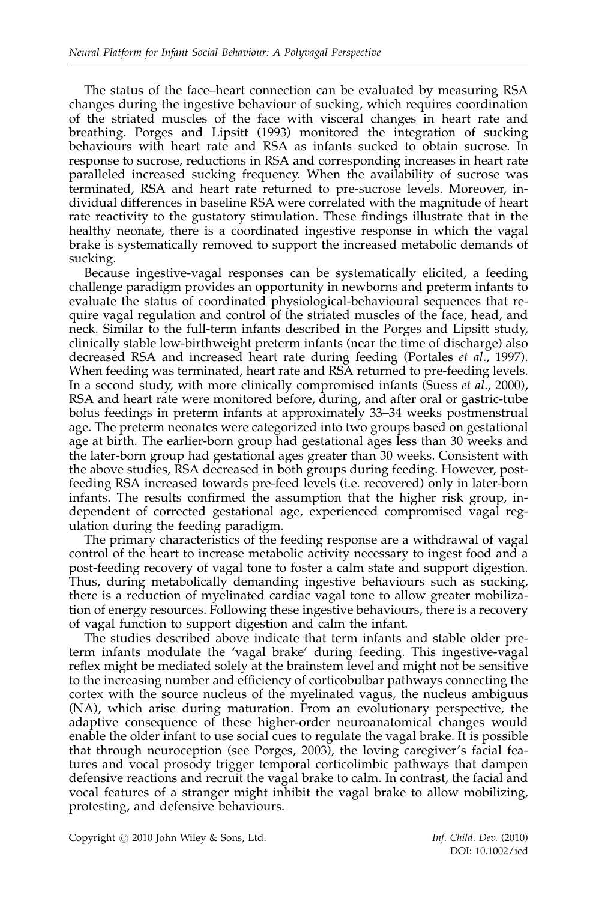The status of the face–heart connection can be evaluated by measuring RSA changes during the ingestive behaviour of sucking, which requires coordination of the striated muscles of the face with visceral changes in heart rate and breathing. Porges and Lipsitt (1993) monitored the integration of sucking behaviours with heart rate and RSA as infants sucked to obtain sucrose. In response to sucrose, reductions in RSA and corresponding increases in heart rate paralleled increased sucking frequency. When the availability of sucrose was terminated, RSA and heart rate returned to pre-sucrose levels. Moreover, individual differences in baseline RSA were correlated with the magnitude of heart rate reactivity to the gustatory stimulation. These findings illustrate that in the healthy neonate, there is a coordinated ingestive response in which the vagal brake is systematically removed to support the increased metabolic demands of sucking.

Because ingestive-vagal responses can be systematically elicited, a feeding challenge paradigm provides an opportunity in newborns and preterm infants to evaluate the status of coordinated physiological-behavioural sequences that require vagal regulation and control of the striated muscles of the face, head, and neck. Similar to the full-term infants described in the Porges and Lipsitt study, clinically stable low-birthweight preterm infants (near the time of discharge) also decreased RSA and increased heart rate during feeding (Portales *et al*., 1997). When feeding was terminated, heart rate and RSA returned to pre-feeding levels. In a second study, with more clinically compromised infants (Suess *et al*., 2000), RSA and heart rate were monitored before, during, and after oral or gastric-tube bolus feedings in preterm infants at approximately 33–34 weeks postmenstrual age. The preterm neonates were categorized into two groups based on gestational age at birth. The earlier-born group had gestational ages less than 30 weeks and the later-born group had gestational ages greater than 30 weeks. Consistent with the above studies, RSA decreased in both groups during feeding. However, post-feeding RSA increased towards pre-feed levels (i.e. recovered) only in later-born infants. The results confirmed the assumption that the higher risk group, independent of corrected gestational age, experienced compromised vagal regulation during the feeding paradigm.

The primary characteristics of the feeding response are a withdrawal of vagal control of the heart to increase metabolic activity necessary to ingest food and a post-feeding recovery of vagal tone to foster a calm state and support digestion. Thus, during metabolically demanding ingestive behaviours such as sucking, there is a reduction of myelinated cardiac vagal tone to allow greater mobilization of energy resources. Following these ingestive behaviours, there is a recovery of vagal function to support digestion and calm the infant.

The studies described above indicate that term infants and stable older preterm infants modulate the 'vagal brake' during feeding. This ingestive-vagal reflex might be mediated solely at the brainstem level and might not be sensitive to the increasing number and efficiency of corticobulbar pathways connecting the cortex with the source nucleus of the myelinated vagus, the nucleus ambiguus (NA), which arise during maturation. From an evolutionary perspective, the adaptive consequence of these higher-order neuroanatomical changes would enable the older infant to use social cues to regulate the vagal brake. It is possible that through neuroception (see Porges, 2003), the loving caregiver's facial features and vocal prosody trigger temporal corticolimbic pathways that dampen defensive reactions and recruit the vagal brake to calm. In contrast, the facial and vocal features of a stranger might inhibit the vagal brake to allow mobilizing, protesting, and defensive behaviours.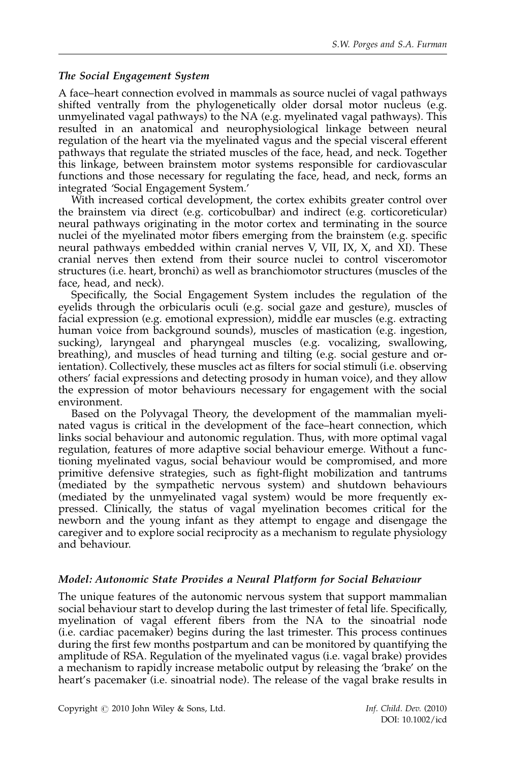### *The Social Engagement System*

A face–heart connection evolved in mammals as source nuclei of vagal pathways shifted ventrally from the phylogenetically older dorsal motor nucleus (e.g. unmyelinated vagal pathways) to the NA (e.g. myelinated vagal pathways). This resulted in an anatomical and neurophysiological linkage between neural regulation of the heart via the myelinated vagus and the special visceral efferent pathways that regulate the striated muscles of the face, head, and neck. Together this linkage, between brainstem motor systems responsible for cardiovascular functions and those necessary for regulating the face, head, and neck, forms an integrated 'Social Engagement System.'

With increased cortical development, the cortex exhibits greater control over the brainstem via direct (e.g. corticobulbar) and indirect (e.g. corticoreticular) neural pathways originating in the motor cortex and terminating in the source nuclei of the myelinated motor fibers emerging from the brainstem (e.g. specific neural pathways embedded within cranial nerves V, VII, IX, X, and XI). These cranial nerves then extend from their source nuclei to control visceromotor structures (i.e. heart, bronchi) as well as branchiomotor structures (muscles of the face, head, and neck).

Specifically, the Social Engagement System includes the regulation of the eyelids through the orbicularis oculi (e.g. social gaze and gesture), muscles of facial expression (e.g. emotional expression), middle ear muscles (e.g. extracting human voice from background sounds), muscles of mastication (e.g. ingestion, sucking), laryngeal and pharyngeal muscles (e.g. vocalizing, swallowing, breathing), and muscles of head turning and tilting (e.g. social gesture and orientation). Collectively, these muscles act as filters for social stimuli (i.e. observing others' facial expressions and detecting prosody in human voice), and they allow the expression of motor behaviours necessary for engagement with the social environment.

Based on the Polyvagal Theory, the development of the mammalian myelinated vagus is critical in the development of the face–heart connection, which links social behaviour and autonomic regulation. Thus, with more optimal vagal regulation, features of more adaptive social behaviour emerge. Without a functioning myelinated vagus, social behaviour would be compromised, and more primitive defensive strategies, such as fight-flight mobilization and tantrums (mediated by the sympathetic nervous system) and shutdown behaviours (mediated by the unmyelinated vagal system) would be more frequently expressed. Clinically, the status of vagal myelination becomes critical for the newborn and the young infant as they attempt to engage and disengage the caregiver and to explore social reciprocity as a mechanism to regulate physiology and behaviour.

### *Model: Autonomic State Provides a Neural Platform for Social Behaviour*

The unique features of the autonomic nervous system that support mammalian social behaviour start to develop during the last trimester of fetal life. Specifically, myelination of vagal efferent fibers from the NA to the sinoatrial node (i.e. cardiac pacemaker) begins during the last trimester. This process continues during the first few months postpartum and can be monitored by quantifying the amplitude of RSA. Regulation of the myelinated vagus (i.e. vagal brake) provides a mechanism to rapidly increase metabolic output by releasing the 'brake' on the heart's pacemaker (i.e. sinoatrial node). The release of the vagal brake results in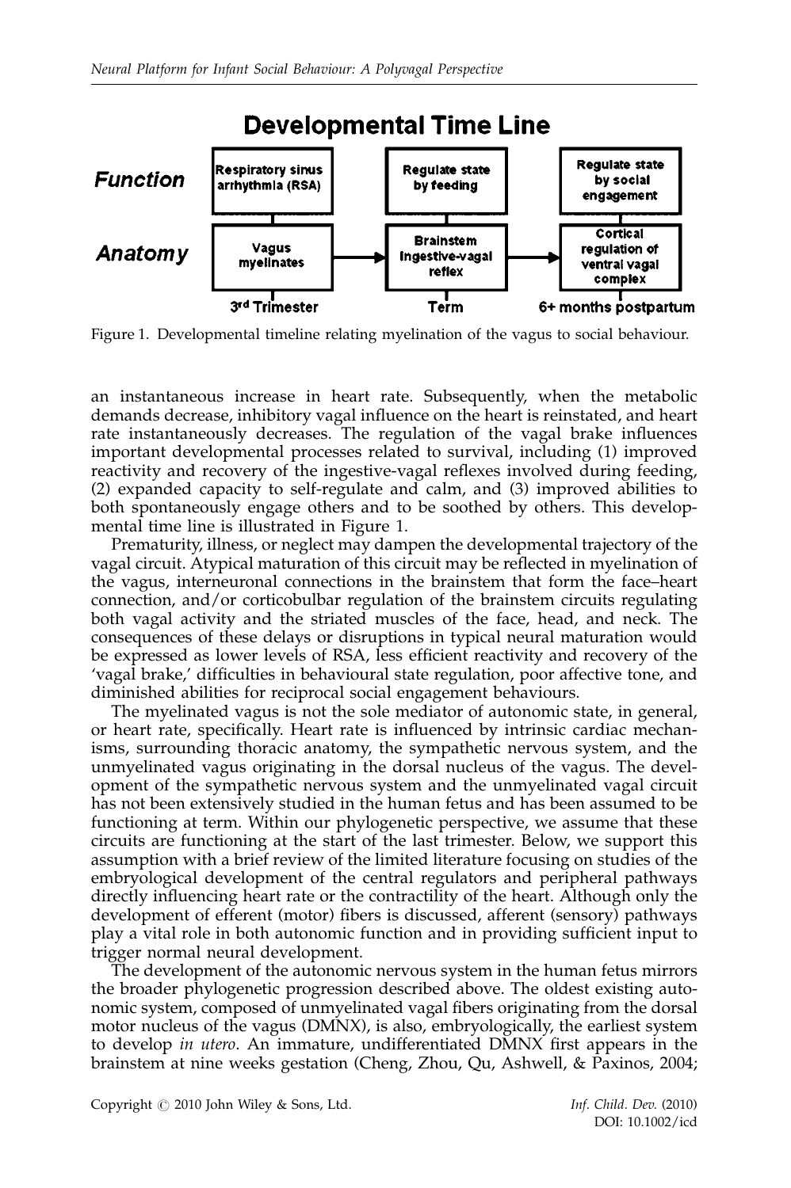**Developmental Time Line**

*Function*

Respiratory sinus arrhythmia (RSA)

Regulate state by feeding

Regulate state by social engagement

*Anatomy*

Vagus myelinates

Brainstem ingestive-vagal reflex

Cortical regulation of ventral vagal complex

3rd Trimester

Term

6+ months postpartum

Figure 1. Developmental timeline relating myelination of the vagus to social behaviour.

an instantaneous increase in heart rate. Subsequently, when the metabolic demands decrease, inhibitory vagal influence on the heart is reinstated, and heart rate instantaneously decreases. The regulation of the vagal brake influences important developmental processes related to survival, including (1) improved reactivity and recovery of the ingestive-vagal reflexes involved during feeding, (2) expanded capacity to self-regulate and calm, and (3) improved abilities to both spontaneously engage others and to be soothed by others. This developmental time line is illustrated in Figure 1.

Prematurity, illness, or neglect may dampen the developmental trajectory of the vagal circuit. Atypical maturation of this circuit may be reflected in myelination of the vagus, interneuronal connections in the brainstem that form the face–heart connection, and/or corticobulbar regulation of the brainstem circuits regulating both vagal activity and the striated muscles of the face, head, and neck. The consequences of these delays or disruptions in typical neural maturation would be expressed as lower levels of RSA, less efficient reactivity and recovery of the 'vagal brake,' difficulties in behavioural state regulation, poor affective tone, and diminished abilities for reciprocal social engagement behaviours.

The myelinated vagus is not the sole mediator of autonomic state, in general, or heart rate, specifically. Heart rate is influenced by intrinsic cardiac mechanisms, surrounding thoracic anatomy, the sympathetic nervous system, and the unmyelinated vagus originating in the dorsal nucleus of the vagus. The development of the sympathetic nervous system and the unmyelinated vagal circuit has not been extensively studied in the human fetus and has been assumed to be functioning at term. Within our phylogenetic perspective, we assume that these circuits are functioning at the start of the last trimester. Below, we support this assumption with a brief review of the limited literature focusing on studies of the embryological development of the central regulators and peripheral pathways directly influencing heart rate or the contractility of the heart. Although only the development of efferent (motor) fibers is discussed, afferent (sensory) pathways play a vital role in both autonomic function and in providing sufficient input to trigger normal neural development.

The development of the autonomic nervous system in the human fetus mirrors the broader phylogenetic progression described above. The oldest existing autonomic system, composed of unmyelinated vagal fibers originating from the dorsal motor nucleus of the vagus (DMNX), is also, embryologically, the earliest system to develop *in utero*. An immature, undifferentiated DMNX first appears in the brainstem at nine weeks gestation (Cheng, Zhou, Qu, Ashwell, & Paxinos, 2004;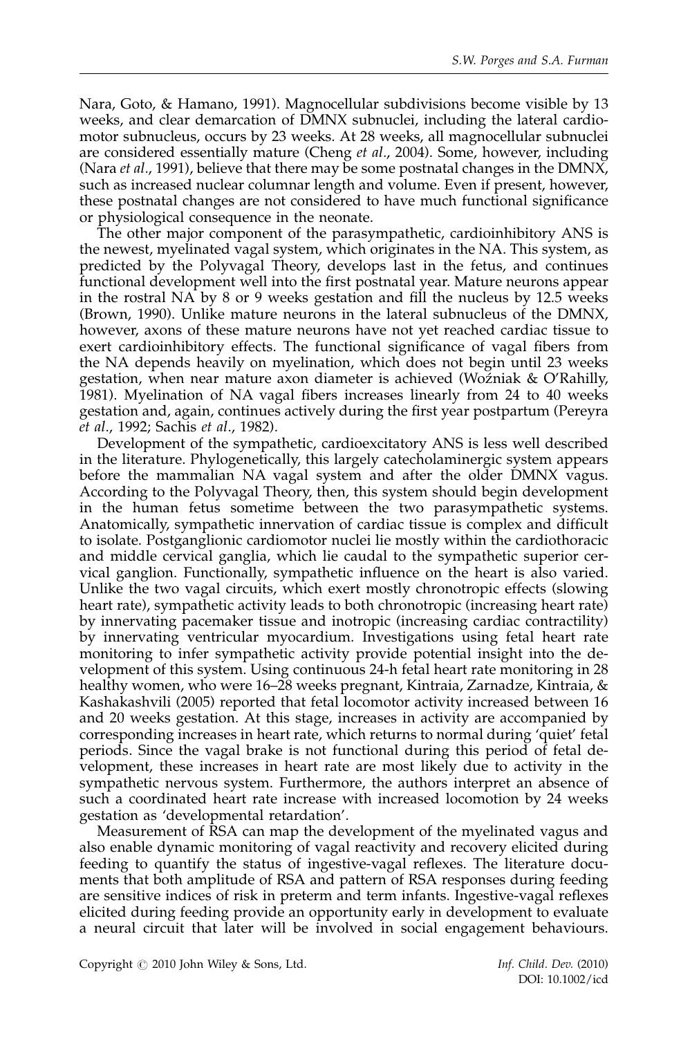Nara, Goto, & Hamano, 1991). Magnocellular subdivisions become visible by 13 weeks, and clear demarcation of DMNX subnuclei, including the lateral cardiomotor subnucleus, occurs by 23 weeks. At 28 weeks, all magnocellular subnuclei are considered essentially mature (Cheng *et al*., 2004). Some, however, including (Nara *et al*., 1991), believe that there may be some postnatal changes in the DMNX, such as increased nuclear columnar length and volume. Even if present, however, these postnatal changes are not considered to have much functional significance or physiological consequence in the neonate.

The other major component of the parasympathetic, cardioinhibitory ANS is the newest, myelinated vagal system, which originates in the NA. This system, as predicted by the Polyvagal Theory, develops last in the fetus, and continues functional development well into the first postnatal year. Mature neurons appear in the rostral NA by 8 or 9 weeks gestation and fill the nucleus by 12.5 weeks (Brown, 1990). Unlike mature neurons in the lateral subnucleus of the DMNX, however, axons of these mature neurons have not yet reached cardiac tissue to exert cardioinhibitory effects. The functional significance of vagal fibers from the NA depends heavily on myelination, which does not begin until 23 weeks gestation, when near mature axon diameter is achieved (Woźniak & O'Rahilly, 1981). Myelination of NA vagal fibers increases linearly from 24 to 40 weeks gestation and, again, continues actively during the first year postpartum (Pereyra *et al*., 1992; Sachis *et al*., 1982).

Development of the sympathetic, cardioexcitatory ANS is less well described in the literature. Phylogenetically, this largely catecholaminergic system appears before the mammalian NA vagal system and after the older DMNX vagus. According to the Polyvagal Theory, then, this system should begin development in the human fetus sometime between the two parasympathetic systems. Anatomically, sympathetic innervation of cardiac tissue is complex and difficult to isolate. Postganglionic cardiomotor nuclei lie mostly within the cardiothoracic and middle cervical ganglia, which lie caudal to the sympathetic superior cervical ganglion. Functionally, sympathetic influence on the heart is also varied. Unlike the two vagal circuits, which exert mostly chronotropic effects (slowing heart rate), sympathetic activity leads to both chronotropic (increasing heart rate) by innervating pacemaker tissue and inotropic (increasing cardiac contractility) by innervating ventricular myocardium. Investigations using fetal heart rate monitoring to infer sympathetic activity provide potential insight into the development of this system. Using continuous 24-h fetal heart rate monitoring in 28 healthy women, who were 16–28 weeks pregnant, Kintraia, Zarnadze, Kintraia, & Kashakashvili (2005) reported that fetal locomotor activity increased between 16 and 20 weeks gestation. At this stage, increases in activity are accompanied by corresponding increases in heart rate, which returns to normal during 'quiet' fetal periods. Since the vagal brake is not functional during this period of fetal development, these increases in heart rate are most likely due to activity in the sympathetic nervous system. Furthermore, the authors interpret an absence of such a coordinated heart rate increase with increased locomotion by 24 weeks gestation as 'developmental retardation'.

Measurement of RSA can map the development of the myelinated vagus and also enable dynamic monitoring of vagal reactivity and recovery elicited during feeding to quantify the status of ingestive-vagal reflexes. The literature documents that both amplitude of RSA and pattern of RSA responses during feeding are sensitive indices of risk in preterm and term infants. Ingestive-vagal reflexes elicited during feeding provide an opportunity early in development to evaluate a neural circuit that later will be involved in social engagement behaviours.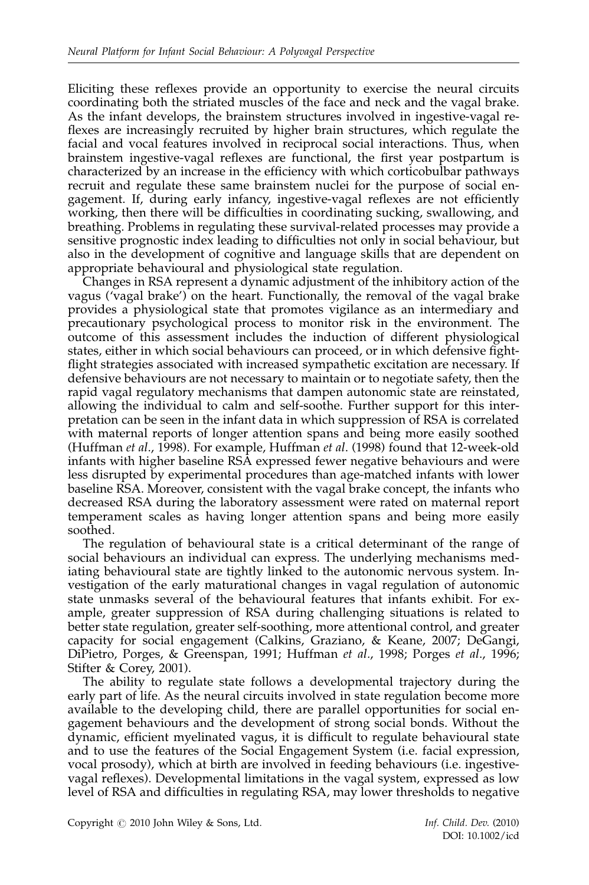Eliciting these reflexes provide an opportunity to exercise the neural circuits coordinating both the striated muscles of the face and neck and the vagal brake. As the infant develops, the brainstem structures involved in ingestive-vagal reflexes are increasingly recruited by higher brain structures, which regulate the facial and vocal features involved in reciprocal social interactions. Thus, when brainstem ingestive-vagal reflexes are functional, the first year postpartum is characterized by an increase in the efficiency with which corticobulbar pathways recruit and regulate these same brainstem nuclei for the purpose of social engagement. If, during early infancy, ingestive-vagal reflexes are not efficiently working, then there will be difficulties in coordinating sucking, swallowing, and breathing. Problems in regulating these survival-related processes may provide a sensitive prognostic index leading to difficulties not only in social behaviour, but also in the development of cognitive and language skills that are dependent on appropriate behavioural and physiological state regulation.

Changes in RSA represent a dynamic adjustment of the inhibitory action of the vagus ('vagal brake') on the heart. Functionally, the removal of the vagal brake provides a physiological state that promotes vigilance as an intermediary and precautionary psychological process to monitor risk in the environment. The outcome of this assessment includes the induction of different physiological states, either in which social behaviours can proceed, or in which defensive fight-flight strategies associated with increased sympathetic excitation are necessary. If defensive behaviours are not necessary to maintain or to negotiate safety, then the rapid vagal regulatory mechanisms that dampen autonomic state are reinstated, allowing the individual to calm and self-soothe. Further support for this interpretation can be seen in the infant data in which suppression of RSA is correlated with maternal reports of longer attention spans and being more easily soothed (Huffman *et al*., 1998). For example, Huffman *et al*. (1998) found that 12-week-old infants with higher baseline RSA expressed fewer negative behaviours and were less disrupted by experimental procedures than age-matched infants with lower baseline RSA. Moreover, consistent with the vagal brake concept, the infants who decreased RSA during the laboratory assessment were rated on maternal report temperament scales as having longer attention spans and being more easily soothed.

The regulation of behavioural state is a critical determinant of the range of social behaviours an individual can express. The underlying mechanisms mediating behavioural state are tightly linked to the autonomic nervous system. Investigation of the early maturational changes in vagal regulation of autonomic state unmasks several of the behavioural features that infants exhibit. For example, greater suppression of RSA during challenging situations is related to better state regulation, greater self-soothing, more attentional control, and greater capacity for social engagement (Calkins, Graziano, & Keane, 2007; DeGangi, DiPietro, Porges, & Greenspan, 1991; Huffman *et al*., 1998; Porges *et al*., 1996; Stifter & Corey, 2001).

The ability to regulate state follows a developmental trajectory during the early part of life. As the neural circuits involved in state regulation become more available to the developing child, there are parallel opportunities for social engagement behaviours and the development of strong social bonds. Without the dynamic, efficient myelinated vagus, it is difficult to regulate behavioural state and to use the features of the Social Engagement System (i.e. facial expression, vocal prosody), which at birth are involved in feeding behaviours (i.e. ingestive-vagal reflexes). Developmental limitations in the vagal system, expressed as low level of RSA and difficulties in regulating RSA, may lower thresholds to negative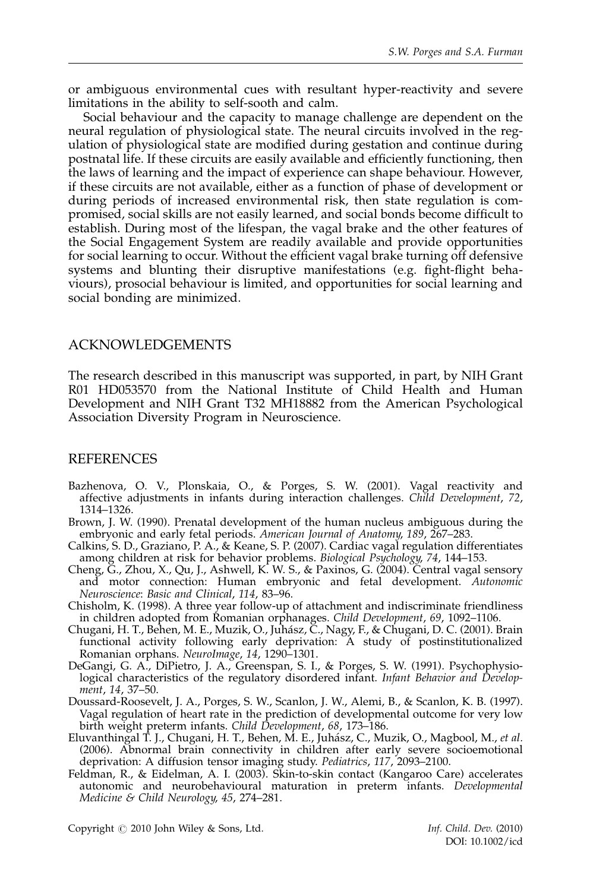or ambiguous environmental cues with resultant hyper-reactivity and severe limitations in the ability to self-sooth and calm.

Social behaviour and the capacity to manage challenge are dependent on the neural regulation of physiological state. The neural circuits involved in the regulation of physiological state are modified during gestation and continue during postnatal life. If these circuits are easily available and efficiently functioning, then the laws of learning and the impact of experience can shape behaviour. However, if these circuits are not available, either as a function of phase of development or during periods of increased environmental risk, then state regulation is compromised, social skills are not easily learned, and social bonds become difficult to establish. During most of the lifespan, the vagal brake and the other features of the Social Engagement System are readily available and provide opportunities for social learning to occur. Without the efficient vagal brake turning off defensive systems and blunting their disruptive manifestations (e.g. fight-flight behaviours), prosocial behaviour is limited, and opportunities for social learning and social bonding are minimized.

## ACKNOWLEDGEMENTS

The research described in this manuscript was supported, in part, by NIH Grant R01 HD053570 from the National Institute of Child Health and Human Development and NIH Grant T32 MH18882 from the American Psychological Association Diversity Program in Neuroscience.

## REFERENCES

Bazhenova, O. V., Plonskaia, O., & Porges, S. W. (2001). Vagal reactivity and affective adjustments in infants during interaction challenges. *Child Development*, *72*, 1314–1326.

Brown, J. W. (1990). Prenatal development of the human nucleus ambiguous during the embryonic and early fetal periods. *American Journal of Anatomy*, *189*, 267–283.

Calkins, S. D., Graziano, P. A., & Keane, S. P. (2007). Cardiac vagal regulation differentiates among children at risk for behavior problems. *Biological Psychology*, *74*, 144–153.

Cheng, G., Zhou, X., Qu, J., Ashwell, K. W. S., & Paxinos, G. (2004). Central vagal sensory and motor connection: Human embryonic and fetal development. *Autonomic Neuroscience*: *Basic and Clinical*, *114*, 83–96.

Chisholm, K. (1998). A three year follow-up of attachment and indiscriminate friendliness in children adopted from Romanian orphanages. *Child Development*, *69*, 1092–1106.

Chugani, H. T., Behen, M. E., Muzik, O., Juhász, C., Nagy, F., & Chugani, D. C. (2001). Brain functional activity following early deprivation: A study of postinstitutionalized Romanian orphans. *NeuroImage*, *14*, 1290–1301.

DeGangi, G. A., DiPietro, J. A., Greenspan, S. I., & Porges, S. W. (1991). Psychophysiological characteristics of the regulatory disordered infant. *Infant Behavior and Development*, *14*, 37–50.

Doussard-Roosevelt, J. A., Porges, S. W., Scanlon, J. W., Alemi, B., & Scanlon, K. B. (1997). Vagal regulation of heart rate in the prediction of developmental outcome for very low birth weight preterm infants. *Child Development*, *68*, 173–186.

Eluvanthingal T. J., Chugani, H. T., Behen, M. E., Juhász, C., Muzik, O., Magbool, M., *et al.* (2006). Abnormal brain connectivity in children after early severe socioemotional deprivation: A diffusion tensor imaging study. *Pediatrics*, *117*, 2093–2100.

Feldman, R., & Eidelman, A. I. (2003). Skin-to-skin contact (Kangaroo Care) accelerates autonomic and neurobehavioural maturation in preterm infants. *Developmental Medicine & Child Neurology*, *45*, 274–281.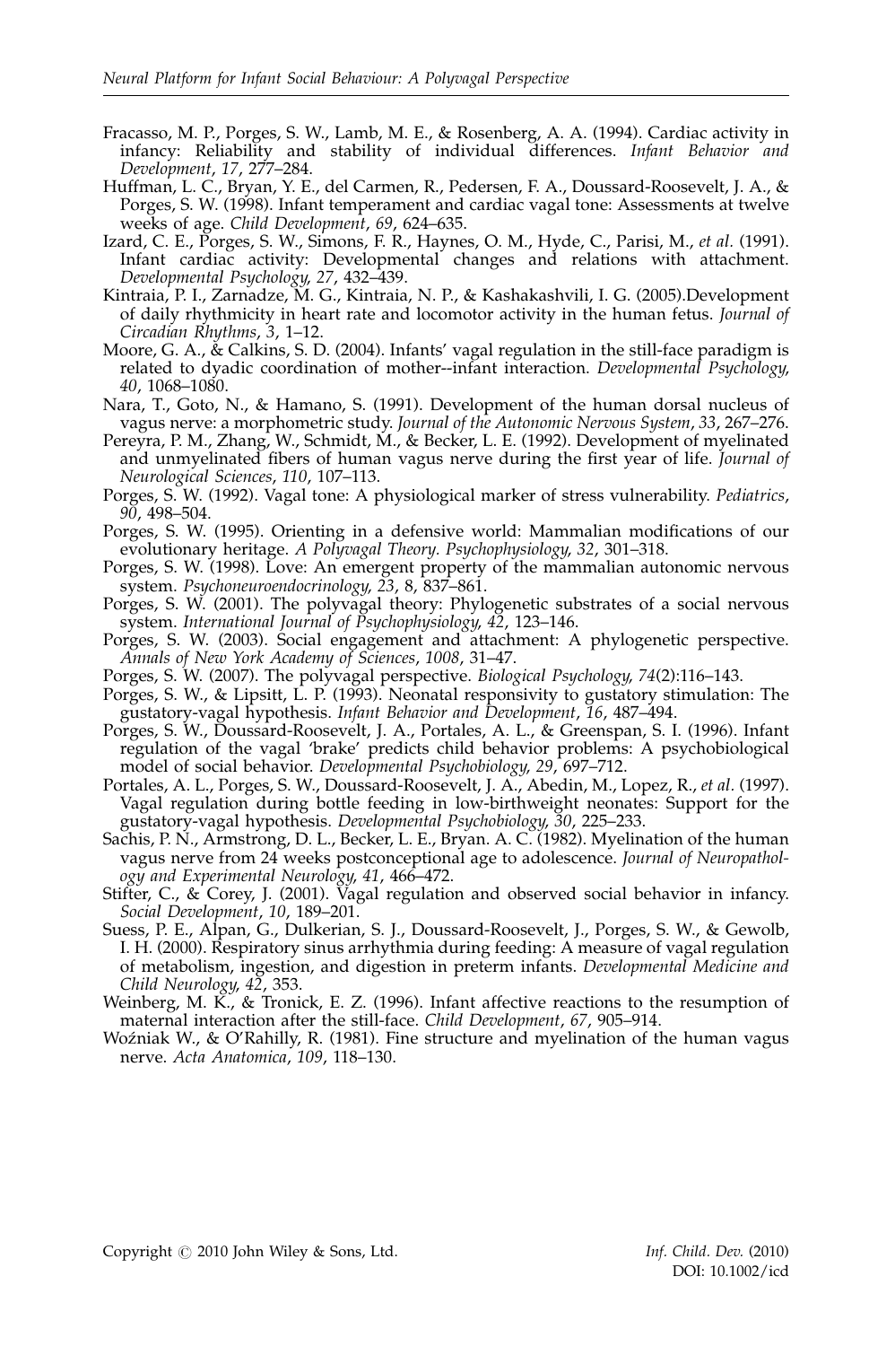Fracasso, M. P., Porges, S. W., Lamb, M. E., & Rosenberg, A. A. (1994). Cardiac activity in infancy: Reliability and stability of individual differences. *Infant Behavior and Development*, *17*, 277–284.

Huffman, L. C., Bryan, Y. E., del Carmen, R., Pedersen, F. A., Doussard-Roosevelt, J. A., & Porges, S. W. (1998). Infant temperament and cardiac vagal tone: Assessments at twelve weeks of age. *Child Development*, *69*, 624–635.

Izard, C. E., Porges, S. W., Simons, F. R., Haynes, O. M., Hyde, C., Parisi, M., *et al.* (1991). Infant cardiac activity: Developmental changes and relations with attachment. *Developmental Psychology*, *27*, 432–439.

Kintraia, P. I., Zarnadze, M. G., Kintraia, N. P., & Kashakashvili, I. G. (2005).Development of daily rhythmicity in heart rate and locomotor activity in the human fetus. *Journal of Circadian Rhythms*, *3*, 1–12.

Moore, G. A., & Calkins, S. D. (2004). Infants' vagal regulation in the still-face paradigm is related to dyadic coordination of mother--infant interaction. *Developmental Psychology*, *40*, 1068–1080.

Nara, T., Goto, N., & Hamano, S. (1991). Development of the human dorsal nucleus of vagus nerve: a morphometric study. *Journal of the Autonomic Nervous System*, *33*, 267–276.

Pereyra, P. M., Zhang, W., Schmidt, M., & Becker, L. E. (1992). Development of myelinated and unmyelinated fibers of human vagus nerve during the first year of life. *Journal of Neurological Sciences*, *110*, 107–113.

Porges, S. W. (1992). Vagal tone: A physiological marker of stress vulnerability. *Pediatrics*, *90*, 498–504.

Porges, S. W. (1995). Orienting in a defensive world: Mammalian modifications of our evolutionary heritage. *A Polyvagal Theory. Psychophysiology*, *32*, 301–318.

Porges, S. W. (1998). Love: An emergent property of the mammalian autonomic nervous system. *Psychoneuroendocrinology*, *23*, 8, 837–861.

Porges, S. W. (2001). The polyvagal theory: Phylogenetic substrates of a social nervous system. *International Journal of Psychophysiology*, *42*, 123–146.

Porges, S. W. (2003). Social engagement and attachment: A phylogenetic perspective. *Annals of New York Academy of Sciences*, *1008*, 31–47.

Porges, S. W. (2007). The polyvagal perspective. *Biological Psychology*, *74*(2):116–143.

Porges, S. W., & Lipsitt, L. P. (1993). Neonatal responsivity to gustatory stimulation: The gustatory-vagal hypothesis. *Infant Behavior and Development*, *16*, 487–494.

Porges, S. W., Doussard-Roosevelt, J. A., Portales, A. L., & Greenspan, S. I. (1996). Infant regulation of the vagal 'brake' predicts child behavior problems: A psychobiological model of social behavior. *Developmental Psychobiology*, *29*, 697–712.

Portales, A. L., Porges, S. W., Doussard-Roosevelt, J. A., Abedin, M., Lopez, R., *et al.* (1997). Vagal regulation during bottle feeding in low-birthweight neonates: Support for the gustatory-vagal hypothesis. *Developmental Psychobiology*, *30*, 225–233.

Sachis, P. N., Armstrong, D. L., Becker, L. E., Bryan. A. C. (1982). Myelination of the human vagus nerve from 24 weeks postconceptional age to adolescence. *Journal of Neuropathology and Experimental Neurology*, *41*, 466–472.

Stifter, C., & Corey, J. (2001). Vagal regulation and observed social behavior in infancy. *Social Development*, *10*, 189–201.

Suess, P. E., Alpan, G., Dulkerian, S. J., Doussard-Roosevelt, J., Porges, S. W., & Gewolb, I. H. (2000). Respiratory sinus arrhythmia during feeding: A measure of vagal regulation of metabolism, ingestion, and digestion in preterm infants. *Developmental Medicine and Child Neurology*, *42*, 353.

Weinberg, M. K., & Tronick, E. Z. (1996). Infant affective reactions to the resumption of maternal interaction after the still-face. *Child Development*, *67*, 905–914.

Woźniak W., & O'Rahilly, R. (1981). Fine structure and myelination of the human vagus nerve. *Acta Anatomica*, *109*, 118–130.